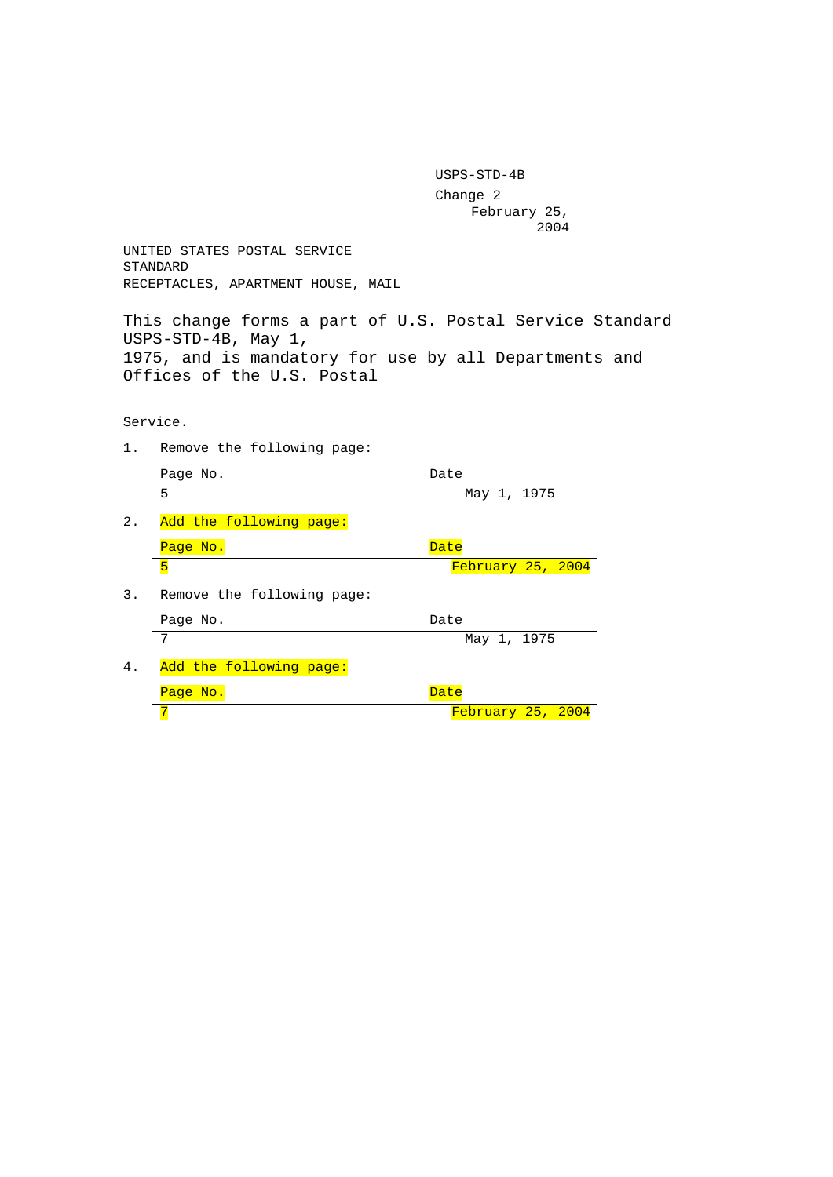USPS-STD-4B
Change 2
February 25, 2004

UNITED STATES POSTAL SERVICE
STANDARD
RECEPTACLES, APARTMENT HOUSE, MAIL

This change forms a part of U.S. Postal Service Standard USPS-STD-4B, May 1, 1975, and is mandatory for use by all Departments and Offices of the U.S. Postal Service.

1. Remove the following page:

| Page No. | Date |
|---|---|
| 5 | May 1, 1975 |

2. Add the following page:

| Page No. | Date |
|---|---|
| 5 | February 25, 2004 |

3. Remove the following page:

| Page No. | Date |
|---|---|
| 7 | May 1, 1975 |

4. Add the following page:

| Page No. | Date |
|---|---|
| 7 | February 25, 2004 |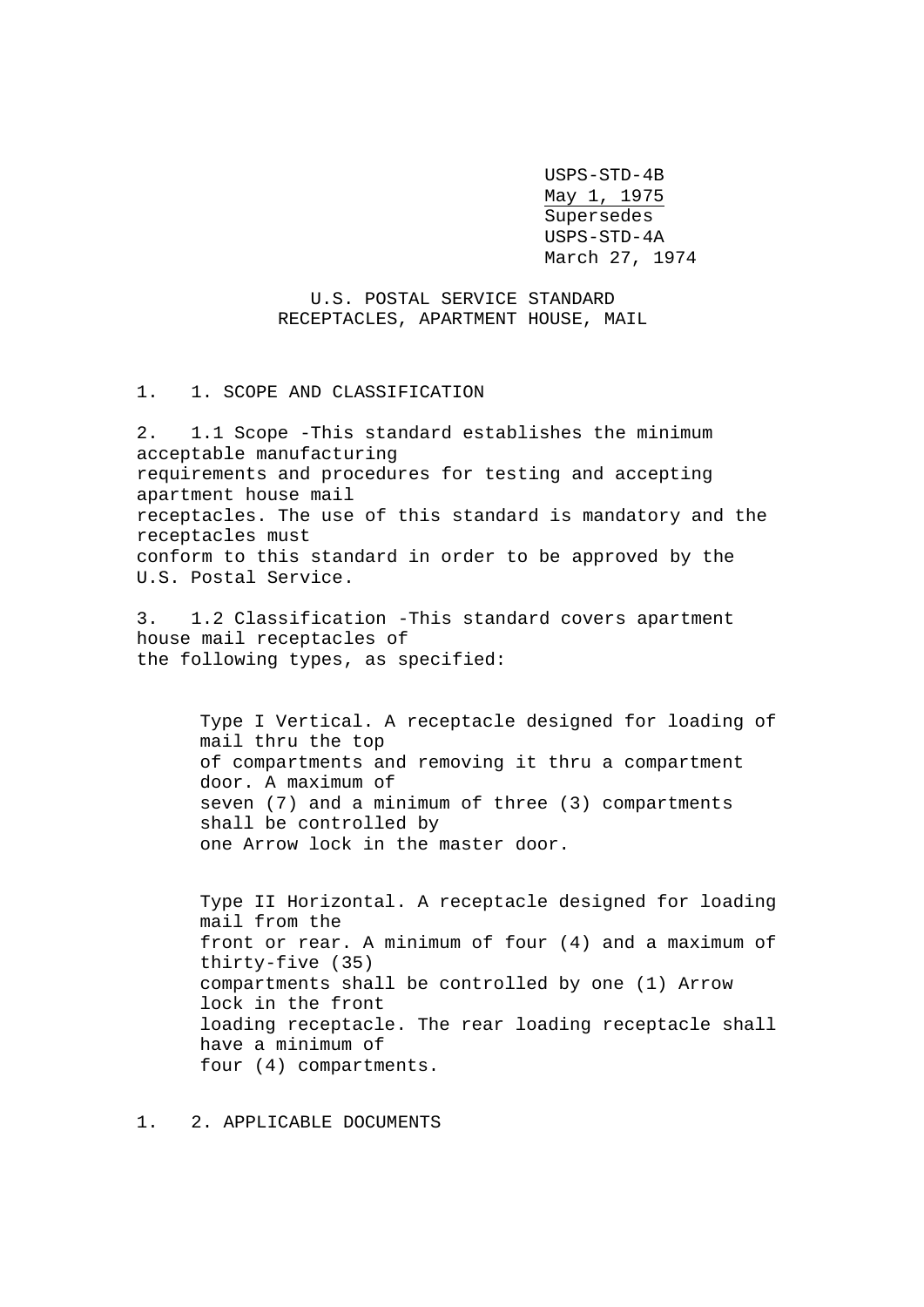USPS-STD-4B
May 1, 1975
Supersedes
USPS-STD-4A
March 27, 1974

U.S. POSTAL SERVICE STANDARD
RECEPTACLES, APARTMENT HOUSE, MAIL

1. 1. SCOPE AND CLASSIFICATION

2. 1.1 Scope -This standard establishes the minimum acceptable manufacturing requirements and procedures for testing and accepting apartment house mail receptacles. The use of this standard is mandatory and the receptacles must conform to this standard in order to be approved by the U.S. Postal Service.

3. 1.2 Classification -This standard covers apartment house mail receptacles of the following types, as specified:

> Type I Vertical. A receptacle designed for loading of mail thru the top of compartments and removing it thru a compartment door. A maximum of seven (7) and a minimum of three (3) compartments shall be controlled by one Arrow lock in the master door.
>
> Type II Horizontal. A receptacle designed for loading mail from the front or rear. A minimum of four (4) and a maximum of thirty-five (35) compartments shall be controlled by one (1) Arrow lock in the front loading receptacle. The rear loading receptacle shall have a minimum of four (4) compartments.

1. 2. APPLICABLE DOCUMENTS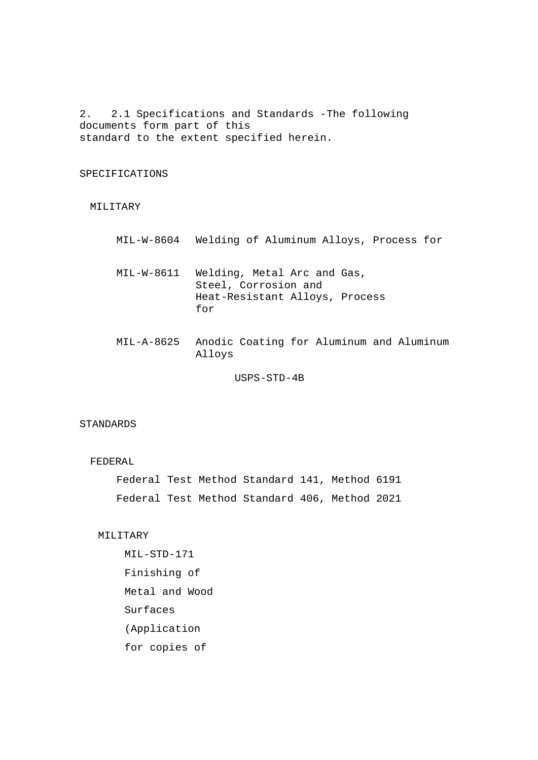2.   2.1 Specifications and Standards -The following documents form part of this standard to the extent specified herein.

SPECIFICATIONS

MILITARY

| | |
|---|---|
| MIL-W-8604 | Welding of Aluminum Alloys, Process for |
| MIL-W-8611 | Welding, Metal Arc and Gas, Steel, Corrosion and Heat-Resistant Alloys, Process for |
| MIL-A-8625 | Anodic Coating for Aluminum and Aluminum Alloys |

STANDARDS

FEDERAL

Federal Test Method Standard 141, Method 6191

Federal Test Method Standard 406, Method 2021

MILITARY

MIL-STD-171 Finishing of Metal and Wood Surfaces (Application for copies of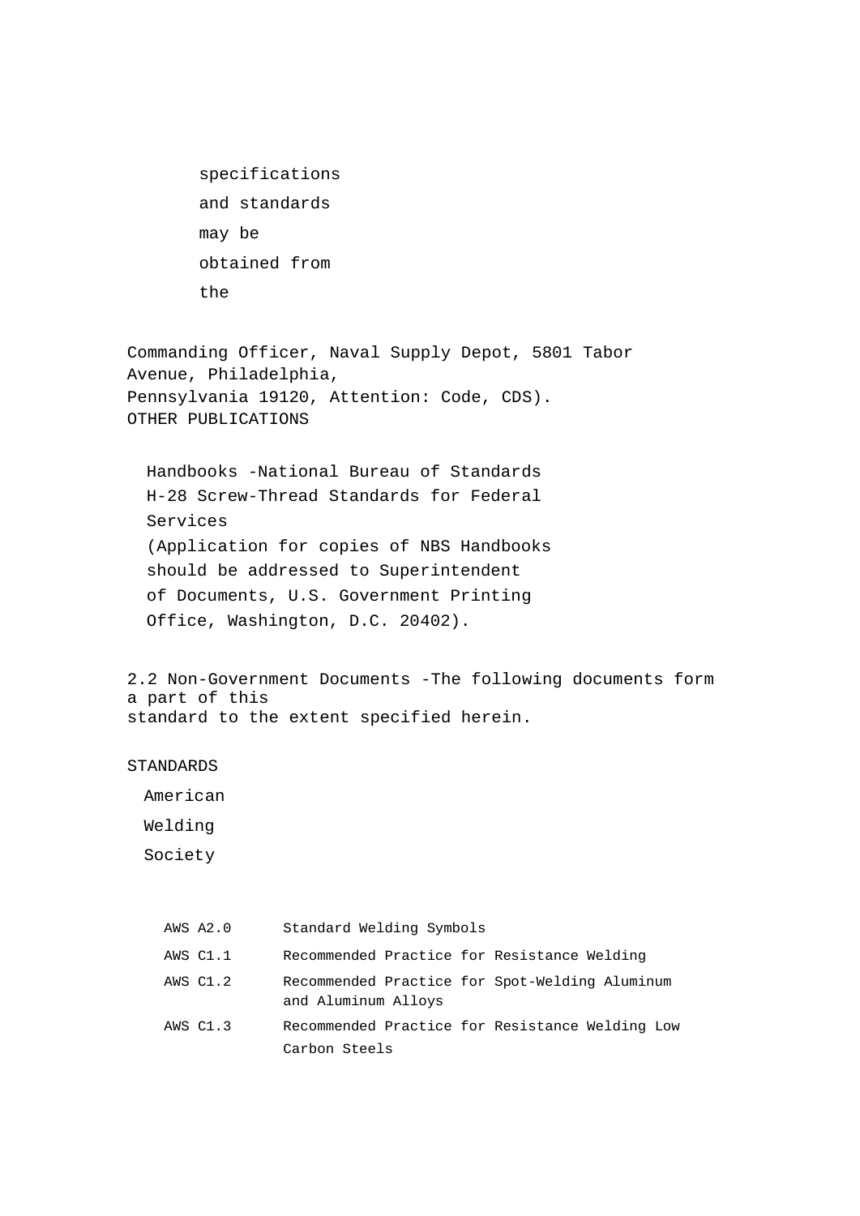specifications and standards may be obtained from the

Commanding Officer, Naval Supply Depot, 5801 Tabor Avenue, Philadelphia, Pennsylvania 19120, Attention: Code, CDS).

OTHER PUBLICATIONS

Handbooks -National Bureau of Standards
H-28 Screw-Thread Standards for Federal Services
(Application for copies of NBS Handbooks should be addressed to Superintendent of Documents, U.S. Government Printing Office, Washington, D.C. 20402).

2.2 Non-Government Documents -The following documents form a part of this standard to the extent specified herein.

STANDARDS

American Welding Society

| | |
|---|---|
| AWS A2.0 | Standard Welding Symbols |
| AWS C1.1 | Recommended Practice for Resistance Welding |
| AWS C1.2 | Recommended Practice for Spot-Welding Aluminum and Aluminum Alloys |
| AWS C1.3 | Recommended Practice for Resistance Welding Low Carbon Steels |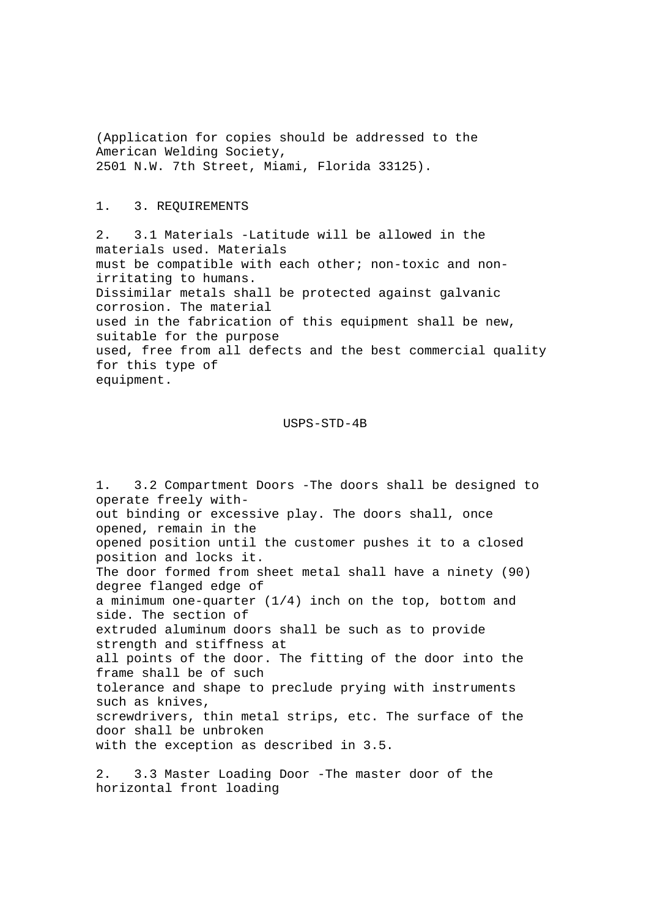(Application for copies should be addressed to the American Welding Society, 2501 N.W. 7th Street, Miami, Florida 33125).

1. 3. REQUIREMENTS

2. 3.1 Materials -Latitude will be allowed in the materials used. Materials must be compatible with each other; non-toxic and non-irritating to humans. Dissimilar metals shall be protected against galvanic corrosion. The material used in the fabrication of this equipment shall be new, suitable for the purpose used, free from all defects and the best commercial quality for this type of equipment.

1. 3.2 Compartment Doors -The doors shall be designed to operate freely without binding or excessive play. The doors shall, once opened, remain in the opened position until the customer pushes it to a closed position and locks it. The door formed from sheet metal shall have a ninety (90) degree flanged edge of a minimum one-quarter (1/4) inch on the top, bottom and side. The section of extruded aluminum doors shall be such as to provide strength and stiffness at all points of the door. The fitting of the door into the frame shall be of such tolerance and shape to preclude prying with instruments such as knives, screwdrivers, thin metal strips, etc. The surface of the door shall be unbroken with the exception as described in 3.5.

2. 3.3 Master Loading Door -The master door of the horizontal front loading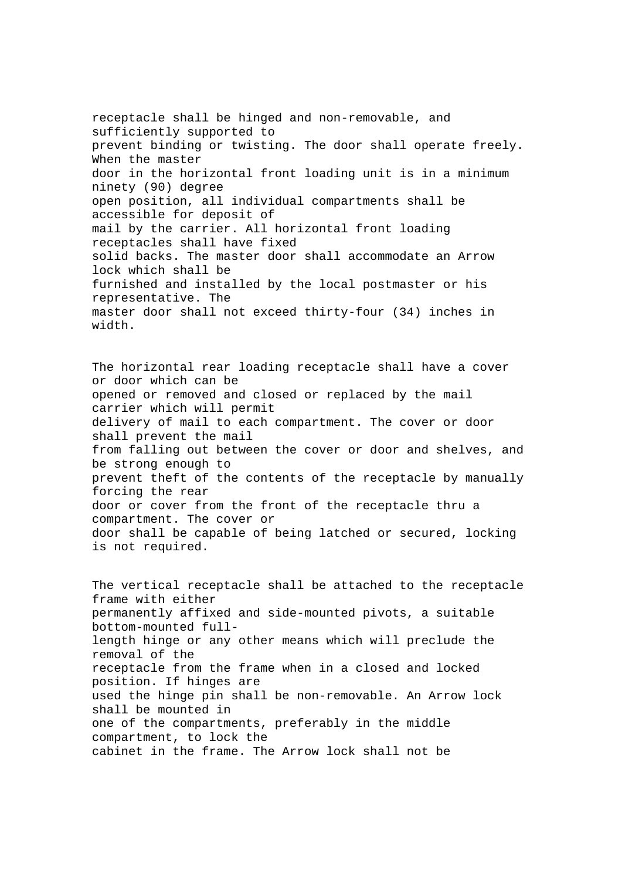receptacle shall be hinged and non-removable, and sufficiently supported to prevent binding or twisting. The door shall operate freely. When the master door in the horizontal front loading unit is in a minimum ninety (90) degree open position, all individual compartments shall be accessible for deposit of mail by the carrier. All horizontal front loading receptacles shall have fixed solid backs. The master door shall accommodate an Arrow lock which shall be furnished and installed by the local postmaster or his representative. The master door shall not exceed thirty-four (34) inches in width.

The horizontal rear loading receptacle shall have a cover or door which can be opened or removed and closed or replaced by the mail carrier which will permit delivery of mail to each compartment. The cover or door shall prevent the mail from falling out between the cover or door and shelves, and be strong enough to prevent theft of the contents of the receptacle by manually forcing the rear door or cover from the front of the receptacle thru a compartment. The cover or door shall be capable of being latched or secured, locking is not required.

The vertical receptacle shall be attached to the receptacle frame with either permanently affixed and side-mounted pivots, a suitable bottom-mounted full-length hinge or any other means which will preclude the removal of the receptacle from the frame when in a closed and locked position. If hinges are used the hinge pin shall be non-removable. An Arrow lock shall be mounted in one of the compartments, preferably in the middle compartment, to lock the cabinet in the frame. The Arrow lock shall not be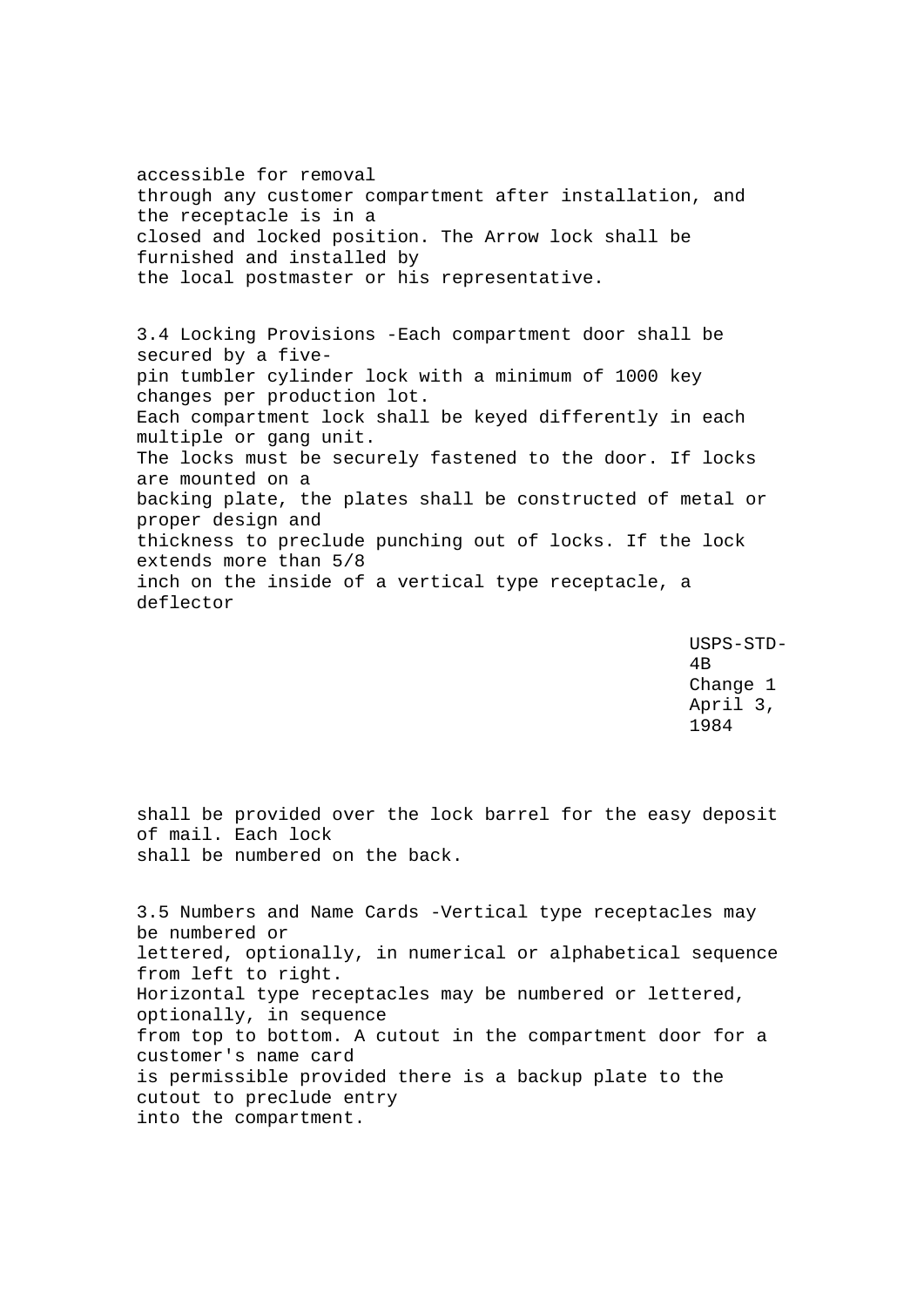accessible for removal through any customer compartment after installation, and the receptacle is in a closed and locked position. The Arrow lock shall be furnished and installed by the local postmaster or his representative.

3.4 Locking Provisions -Each compartment door shall be secured by a five-pin tumbler cylinder lock with a minimum of 1000 key changes per production lot. Each compartment lock shall be keyed differently in each multiple or gang unit. The locks must be securely fastened to the door. If locks are mounted on a backing plate, the plates shall be constructed of metal or proper design and thickness to preclude punching out of locks. If the lock extends more than 5/8 inch on the inside of a vertical type receptacle, a deflector shall be provided over the lock barrel for the easy deposit of mail. Each lock shall be numbered on the back.

3.5 Numbers and Name Cards -Vertical type receptacles may be numbered or lettered, optionally, in numerical or alphabetical sequence from left to right. Horizontal type receptacles may be numbered or lettered, optionally, in sequence from top to bottom. A cutout in the compartment door for a customer's name card is permissible provided there is a backup plate to the cutout to preclude entry into the compartment.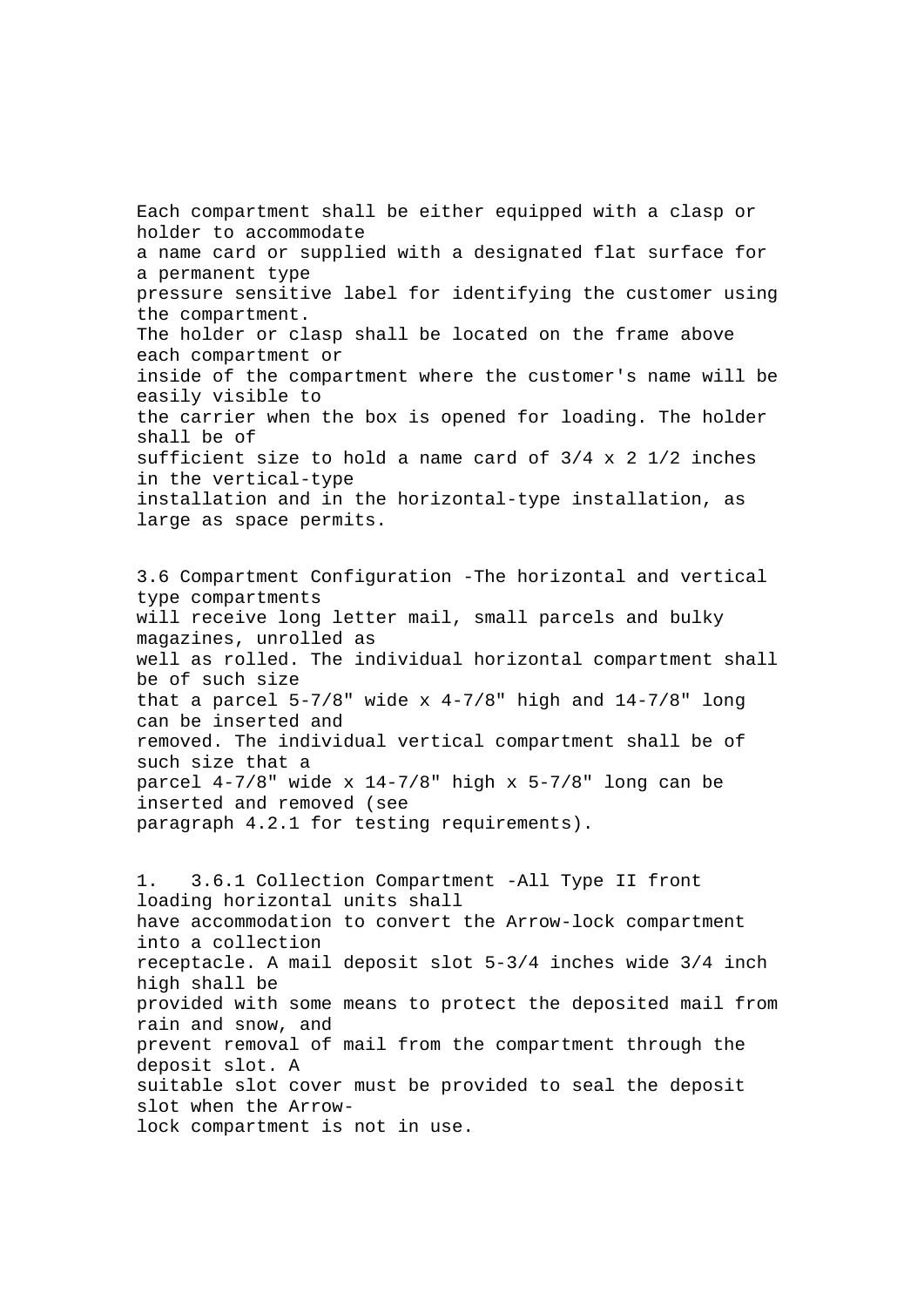Each compartment shall be either equipped with a clasp or holder to accommodate a name card or supplied with a designated flat surface for a permanent type pressure sensitive label for identifying the customer using the compartment. The holder or clasp shall be located on the frame above each compartment or inside of the compartment where the customer's name will be easily visible to the carrier when the box is opened for loading. The holder shall be of sufficient size to hold a name card of 3/4 x 2 1/2 inches in the vertical-type installation and in the horizontal-type installation, as large as space permits.

3.6 Compartment Configuration -The horizontal and vertical type compartments will receive long letter mail, small parcels and bulky magazines, unrolled as well as rolled. The individual horizontal compartment shall be of such size that a parcel 5-7/8" wide x 4-7/8" high and 14-7/8" long can be inserted and removed. The individual vertical compartment shall be of such size that a parcel 4-7/8" wide x 14-7/8" high x 5-7/8" long can be inserted and removed (see paragraph 4.2.1 for testing requirements).

1. 3.6.1 Collection Compartment -All Type II front loading horizontal units shall have accommodation to convert the Arrow-lock compartment into a collection receptacle. A mail deposit slot 5-3/4 inches wide 3/4 inch high shall be provided with some means to protect the deposited mail from rain and snow, and prevent removal of mail from the compartment through the deposit slot. A suitable slot cover must be provided to seal the deposit slot when the Arrow-lock compartment is not in use.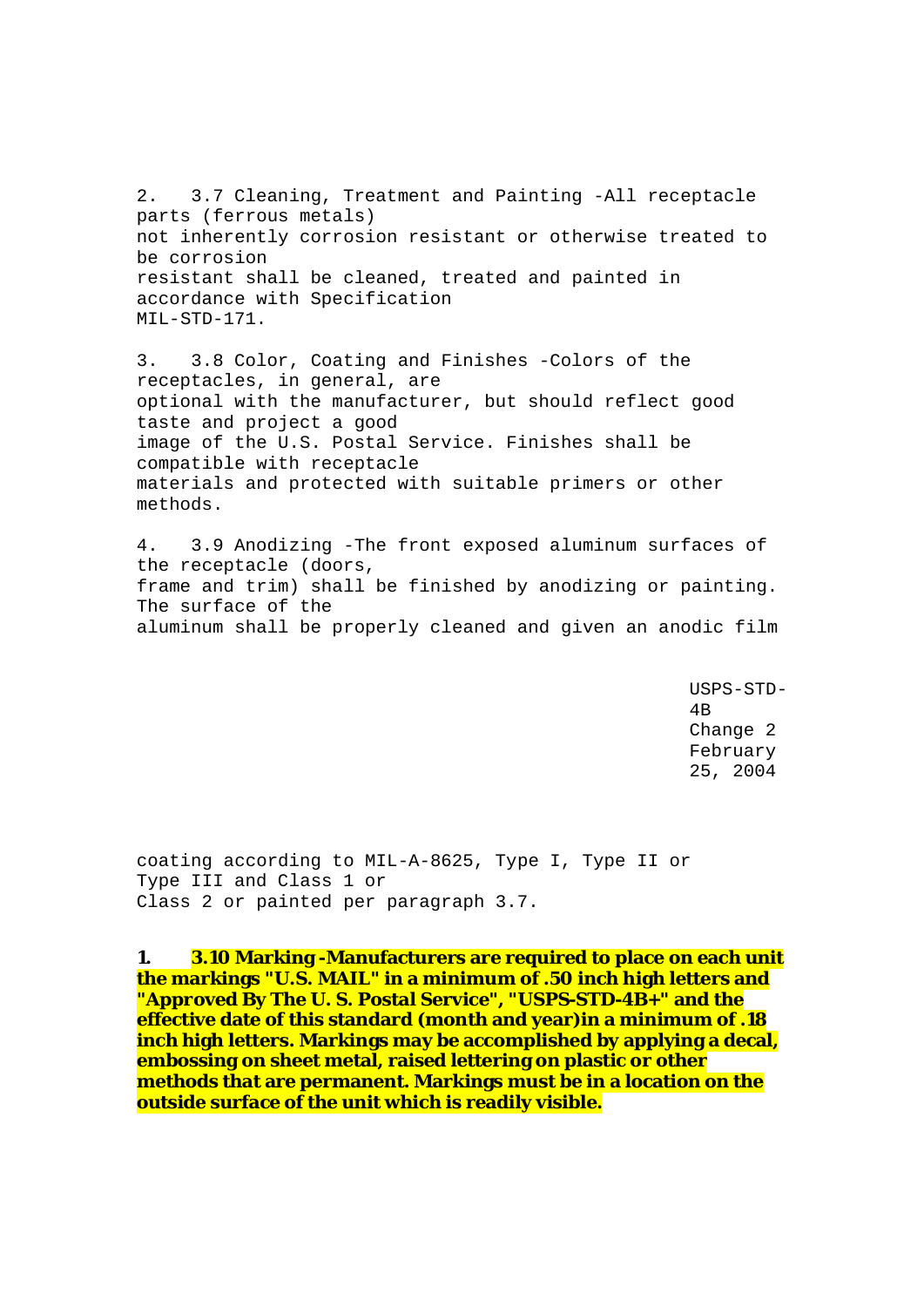2. 3.7 Cleaning, Treatment and Painting -All receptacle parts (ferrous metals) not inherently corrosion resistant or otherwise treated to be corrosion resistant shall be cleaned, treated and painted in accordance with Specification MIL-STD-171.

3. 3.8 Color, Coating and Finishes -Colors of the receptacles, in general, are optional with the manufacturer, but should reflect good taste and project a good image of the U.S. Postal Service. Finishes shall be compatible with receptacle materials and protected with suitable primers or other methods.

4. 3.9 Anodizing -The front exposed aluminum surfaces of the receptacle (doors, frame and trim) shall be finished by anodizing or painting. The surface of the aluminum shall be properly cleaned and given an anodic film coating according to MIL-A-8625, Type I, Type II or Type III and Class 1 or Class 2 or painted per paragraph 3.7.

**1. 3.10 Marking -Manufacturers are required to place on each unit the markings "U.S. MAIL" in a minimum of .50 inch high letters and "Approved By The U. S. Postal Service", "USPS-STD-4B+" and the effective date of this standard (month and year)in a minimum of .18 inch high letters. Markings may be accomplished by applying a decal, embossing on sheet metal, raised lettering on plastic or other methods that are permanent. Markings must be in a location on the outside surface of the unit which is readily visible.**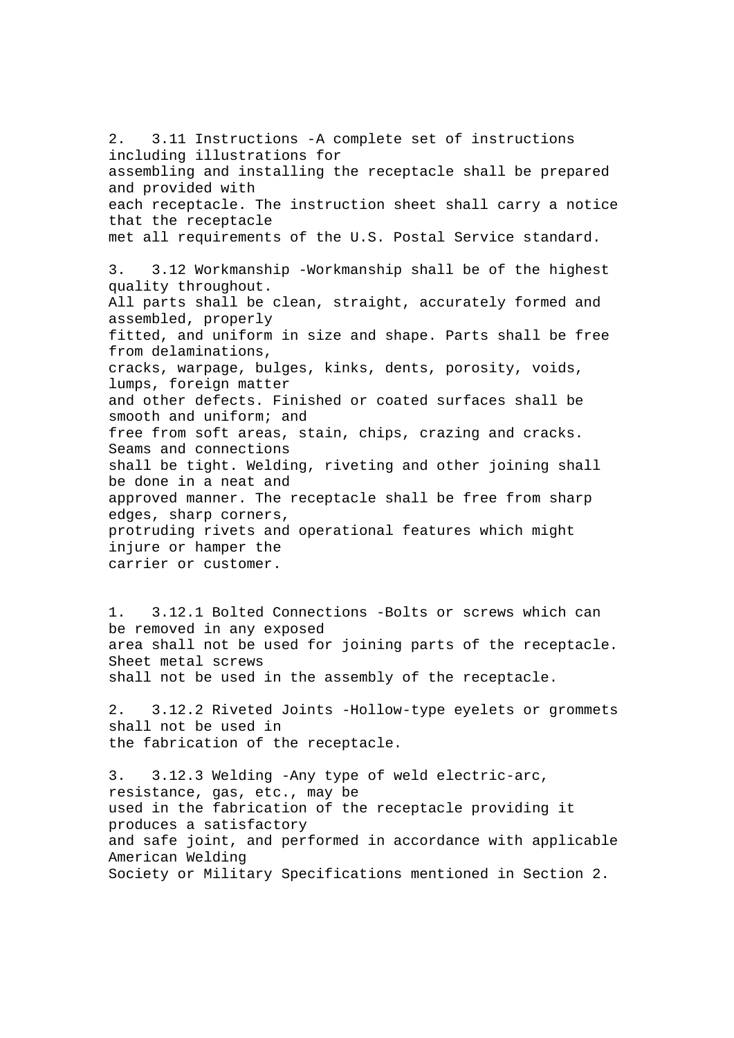2. 3.11 Instructions -A complete set of instructions including illustrations for assembling and installing the receptacle shall be prepared and provided with each receptacle. The instruction sheet shall carry a notice that the receptacle met all requirements of the U.S. Postal Service standard.

3. 3.12 Workmanship -Workmanship shall be of the highest quality throughout. All parts shall be clean, straight, accurately formed and assembled, properly fitted, and uniform in size and shape. Parts shall be free from delaminations, cracks, warpage, bulges, kinks, dents, porosity, voids, lumps, foreign matter and other defects. Finished or coated surfaces shall be smooth and uniform; and free from soft areas, stain, chips, crazing and cracks. Seams and connections shall be tight. Welding, riveting and other joining shall be done in a neat and approved manner. The receptacle shall be free from sharp edges, sharp corners, protruding rivets and operational features which might injure or hamper the carrier or customer.

1. 3.12.1 Bolted Connections -Bolts or screws which can be removed in any exposed area shall not be used for joining parts of the receptacle. Sheet metal screws shall not be used in the assembly of the receptacle.

2. 3.12.2 Riveted Joints -Hollow-type eyelets or grommets shall not be used in the fabrication of the receptacle.

3. 3.12.3 Welding -Any type of weld electric-arc, resistance, gas, etc., may be used in the fabrication of the receptacle providing it produces a satisfactory and safe joint, and performed in accordance with applicable American Welding Society or Military Specifications mentioned in Section 2.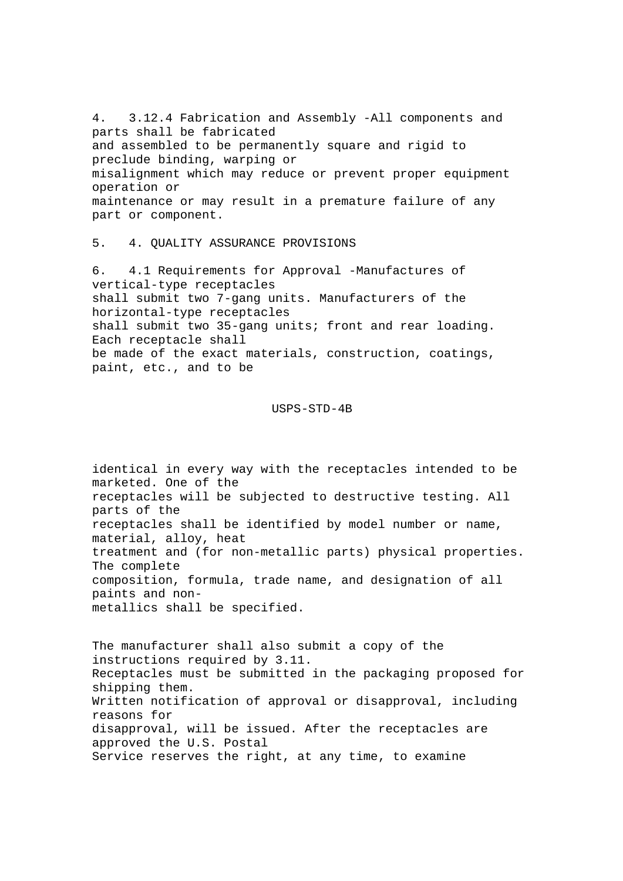4.   3.12.4 Fabrication and Assembly -All components and parts shall be fabricated and assembled to be permanently square and rigid to preclude binding, warping or misalignment which may reduce or prevent proper equipment operation or maintenance or may result in a premature failure of any part or component.

5.   4. QUALITY ASSURANCE PROVISIONS

6.   4.1 Requirements for Approval -Manufactures of vertical-type receptacles shall submit two 7-gang units. Manufacturers of the horizontal-type receptacles shall submit two 35-gang units; front and rear loading. Each receptacle shall be made of the exact materials, construction, coatings, paint, etc., and to be identical in every way with the receptacles intended to be marketed. One of the receptacles will be subjected to destructive testing. All parts of the receptacles shall be identified by model number or name, material, alloy, heat treatment and (for non-metallic parts) physical properties. The complete composition, formula, trade name, and designation of all paints and non-metallics shall be specified.

The manufacturer shall also submit a copy of the instructions required by 3.11. Receptacles must be submitted in the packaging proposed for shipping them. Written notification of approval or disapproval, including reasons for disapproval, will be issued. After the receptacles are approved the U.S. Postal Service reserves the right, at any time, to examine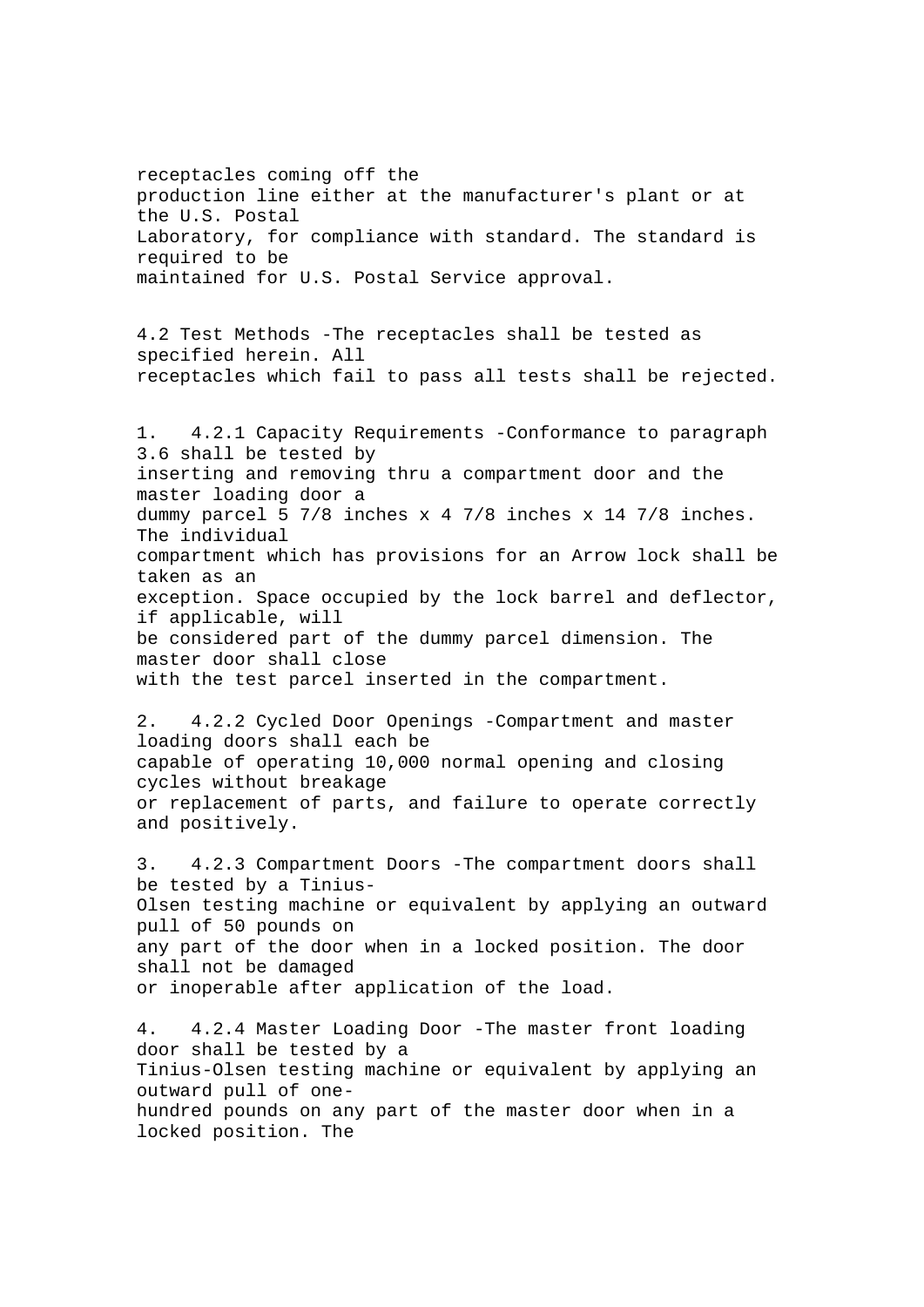receptacles coming off the production line either at the manufacturer's plant or at the U.S. Postal Laboratory, for compliance with standard. The standard is required to be maintained for U.S. Postal Service approval.

4.2 Test Methods -The receptacles shall be tested as specified herein. All receptacles which fail to pass all tests shall be rejected.

1. 4.2.1 Capacity Requirements -Conformance to paragraph 3.6 shall be tested by inserting and removing thru a compartment door and the master loading door a dummy parcel 5 7/8 inches x 4 7/8 inches x 14 7/8 inches. The individual compartment which has provisions for an Arrow lock shall be taken as an exception. Space occupied by the lock barrel and deflector, if applicable, will be considered part of the dummy parcel dimension. The master door shall close with the test parcel inserted in the compartment.

2. 4.2.2 Cycled Door Openings -Compartment and master loading doors shall each be capable of operating 10,000 normal opening and closing cycles without breakage or replacement of parts, and failure to operate correctly and positively.

3. 4.2.3 Compartment Doors -The compartment doors shall be tested by a Tinius-Olsen testing machine or equivalent by applying an outward pull of 50 pounds on any part of the door when in a locked position. The door shall not be damaged or inoperable after application of the load.

4. 4.2.4 Master Loading Door -The master front loading door shall be tested by a Tinius-Olsen testing machine or equivalent by applying an outward pull of one-hundred pounds on any part of the master door when in a locked position. The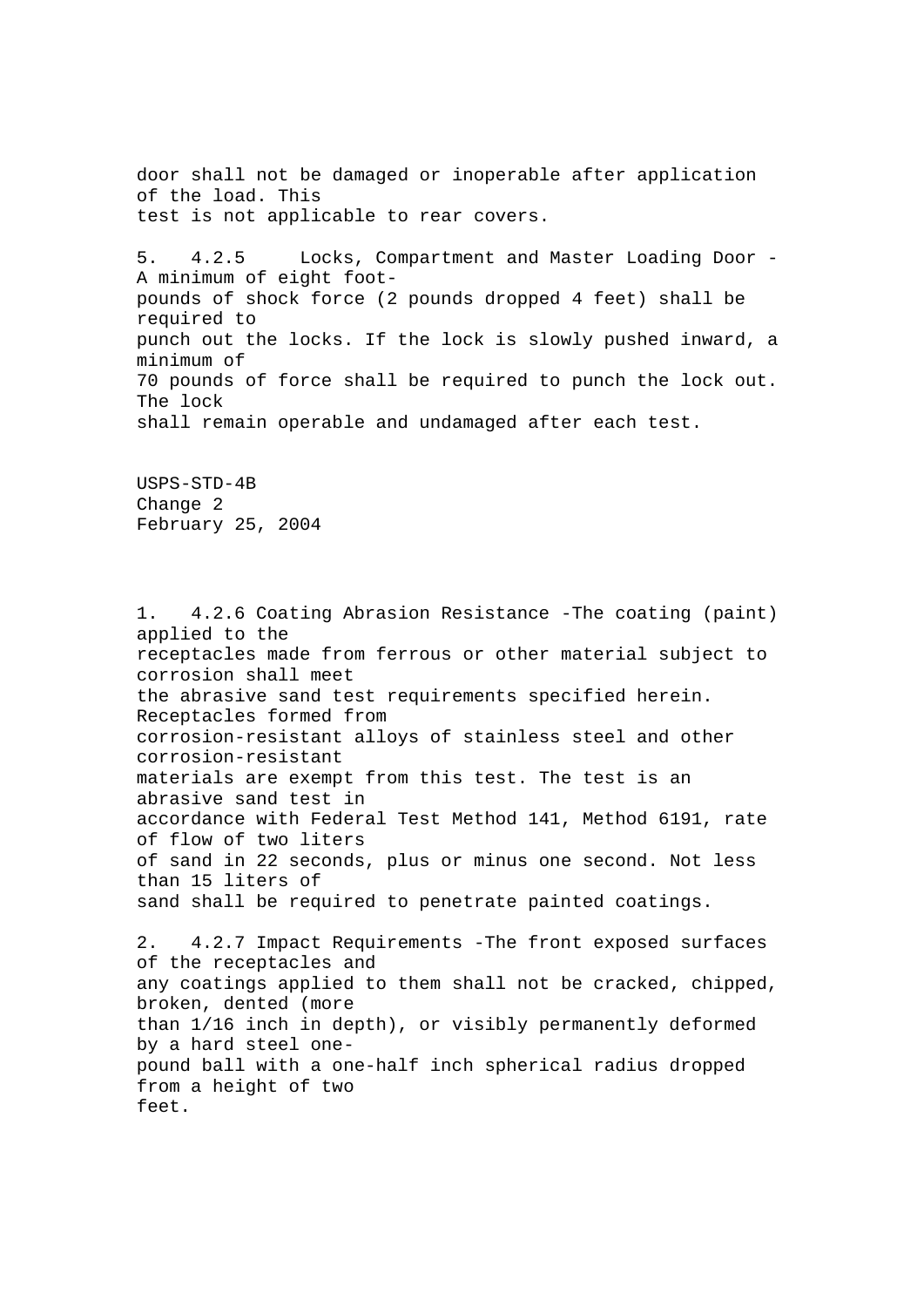door shall not be damaged or inoperable after application of the load. This test is not applicable to rear covers.

5. 4.2.5 Locks, Compartment and Master Loading Door - A minimum of eight foot-pounds of shock force (2 pounds dropped 4 feet) shall be required to punch out the locks. If the lock is slowly pushed inward, a minimum of 70 pounds of force shall be required to punch the lock out. The lock shall remain operable and undamaged after each test.

USPS-STD-4B
Change 2
February 25, 2004

1. 4.2.6 Coating Abrasion Resistance -The coating (paint) applied to the receptacles made from ferrous or other material subject to corrosion shall meet the abrasive sand test requirements specified herein. Receptacles formed from corrosion-resistant alloys of stainless steel and other corrosion-resistant materials are exempt from this test. The test is an abrasive sand test in accordance with Federal Test Method 141, Method 6191, rate of flow of two liters of sand in 22 seconds, plus or minus one second. Not less than 15 liters of sand shall be required to penetrate painted coatings.

2. 4.2.7 Impact Requirements -The front exposed surfaces of the receptacles and any coatings applied to them shall not be cracked, chipped, broken, dented (more than 1/16 inch in depth), or visibly permanently deformed by a hard steel one-pound ball with a one-half inch spherical radius dropped from a height of two feet.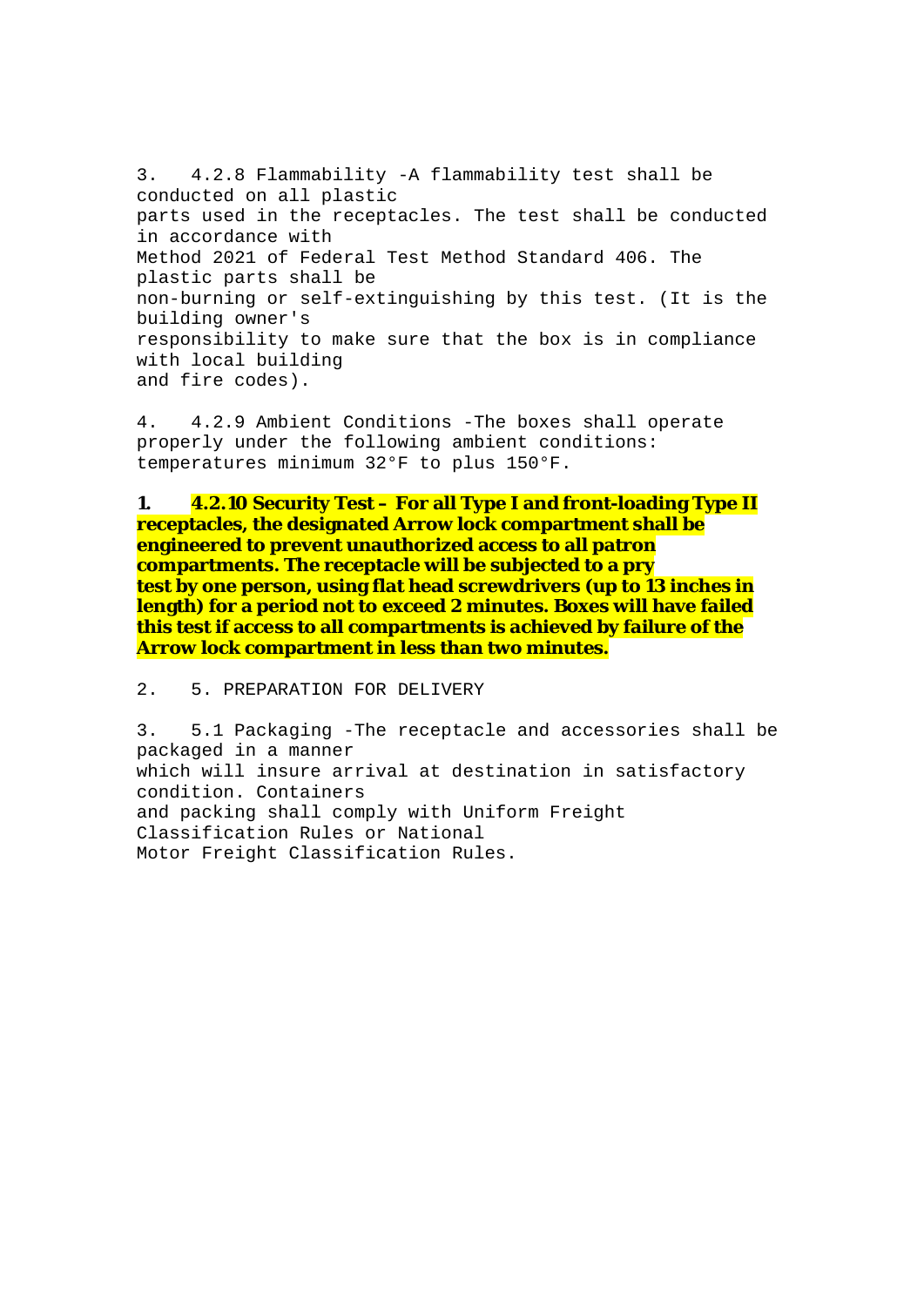3. 4.2.8 Flammability -A flammability test shall be conducted on all plastic parts used in the receptacles. The test shall be conducted in accordance with Method 2021 of Federal Test Method Standard 406. The plastic parts shall be non-burning or self-extinguishing by this test. (It is the building owner's responsibility to make sure that the box is in compliance with local building and fire codes).

4. 4.2.9 Ambient Conditions -The boxes shall operate properly under the following ambient conditions: temperatures minimum 32°F to plus 150°F.

1. **4.2.10 Security Test – For all Type I and front-loading Type II receptacles, the designated Arrow lock compartment shall be engineered to prevent unauthorized access to all patron compartments. The receptacle will be subjected to a pry test by one person, using flat head screwdrivers (up to 13 inches in length) for a period not to exceed 2 minutes. Boxes will have failed this test if access to all compartments is achieved by failure of the Arrow lock compartment in less than two minutes.**

2. 5. PREPARATION FOR DELIVERY

3. 5.1 Packaging -The receptacle and accessories shall be packaged in a manner which will insure arrival at destination in satisfactory condition. Containers and packing shall comply with Uniform Freight Classification Rules or National Motor Freight Classification Rules.